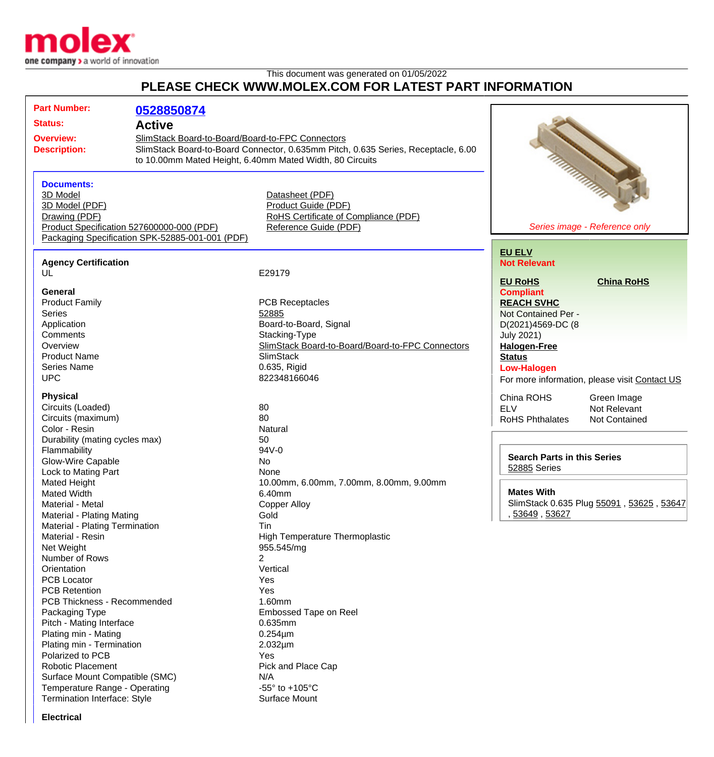This document was generated on 01/05/2022

# PLEASE CHECK WWW.MOLEX.COM FOR LATEST PART INFORMATION

| | |
|---|---|
| **Part Number:** | **0528850874** |
| **Status:** | **Active** |
| **Overview:** | SlimStack Board-to-Board/Board-to-FPC Connectors |
| **Description:** | SlimStack Board-to-Board Connector, 0.635mm Pitch, 0.635 Series, Receptacle, 6.00 to 10.00mm Mated Height, 6.40mm Mated Width, 80 Circuits |

### Documents:

- 3D Model
- 3D Model (PDF)
- Drawing (PDF)
- Product Specification 527600000-000 (PDF)
- Packaging Specification SPK-52885-001-001 (PDF)
- Datasheet (PDF)
- Product Guide (PDF)
- RoHS Certificate of Compliance (PDF)
- Reference Guide (PDF)

*Series image - Reference only*

**EU ELV**
**Not Relevant**

**EU RoHS** **Compliant**

**China RoHS**

**REACH SVHC**
Not Contained Per - D(2021)4569-DC (8 July 2021)

**Halogen-Free Status**
**Low-Halogen**

For more information, please visit Contact US

| | |
|---|---|
| China ROHS | Green Image |
| ELV | Not Relevant |
| RoHS Phthalates | Not Contained |

**Search Parts in this Series**
52885 Series

**Mates With**
SlimStack 0.635 Plug 55091 , 53625 , 53647 , 53649 , 53627

### Agency Certification

| | |
|---|---|
| UL | E29179 |

### General

| | |
|---|---|
| Product Family | PCB Receptacles |
| Series | 52885 |
| Application | Board-to-Board, Signal |
| Comments | Stacking-Type |
| Overview | SlimStack Board-to-Board/Board-to-FPC Connectors |
| Product Name | SlimStack |
| Series Name | 0.635, Rigid |
| UPC | 822348166046 |

### Physical

| | |
|---|---|
| Circuits (Loaded) | 80 |
| Circuits (maximum) | 80 |
| Color - Resin | Natural |
| Durability (mating cycles max) | 50 |
| Flammability | 94V-0 |
| Glow-Wire Capable | No |
| Lock to Mating Part | None |
| Mated Height | 10.00mm, 6.00mm, 7.00mm, 8.00mm, 9.00mm |
| Mated Width | 6.40mm |
| Material - Metal | Copper Alloy |
| Material - Plating Mating | Gold |
| Material - Plating Termination | Tin |
| Material - Resin | High Temperature Thermoplastic |
| Net Weight | 955.545/mg |
| Number of Rows | 2 |
| Orientation | Vertical |
| PCB Locator | Yes |
| PCB Retention | Yes |
| PCB Thickness - Recommended | 1.60mm |
| Packaging Type | Embossed Tape on Reel |
| Pitch - Mating Interface | 0.635mm |
| Plating min - Mating | 0.254µm |
| Plating min - Termination | 2.032µm |
| Polarized to PCB | Yes |
| Robotic Placement | Pick and Place Cap |
| Surface Mount Compatible (SMC) | N/A |
| Temperature Range - Operating | -55° to +105°C |
| Termination Interface: Style | Surface Mount |

### Electrical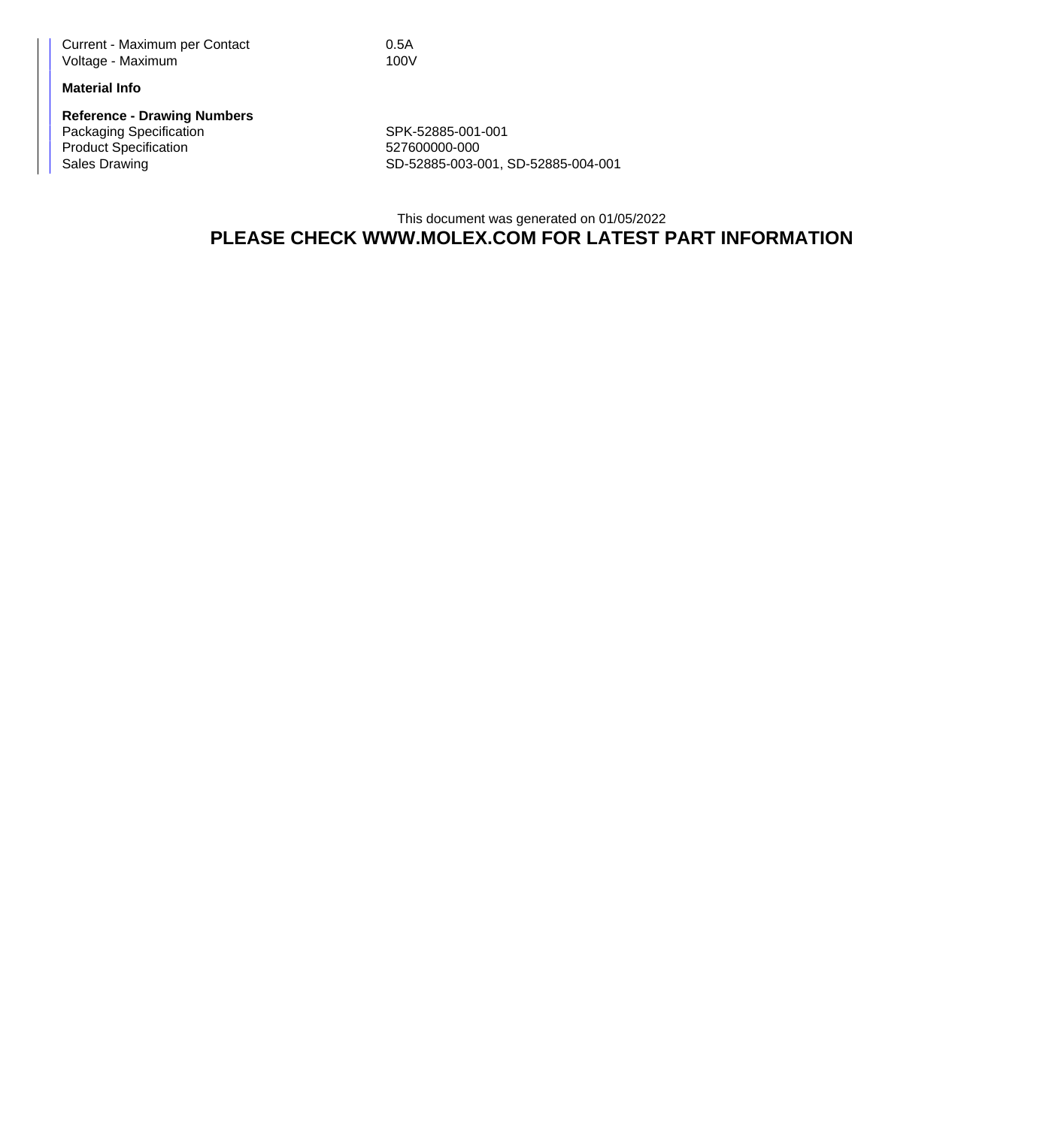| | |
|---|---|
| Current - Maximum per Contact | 0.5A |
| Voltage - Maximum | 100V |

**Material Info**

**Reference - Drawing Numbers**

| | |
|---|---|
| Packaging Specification | SPK-52885-001-001 |
| Product Specification | 527600000-000 |
| Sales Drawing | SD-52885-003-001, SD-52885-004-001 |

This document was generated on 01/05/2022

**PLEASE CHECK WWW.MOLEX.COM FOR LATEST PART INFORMATION**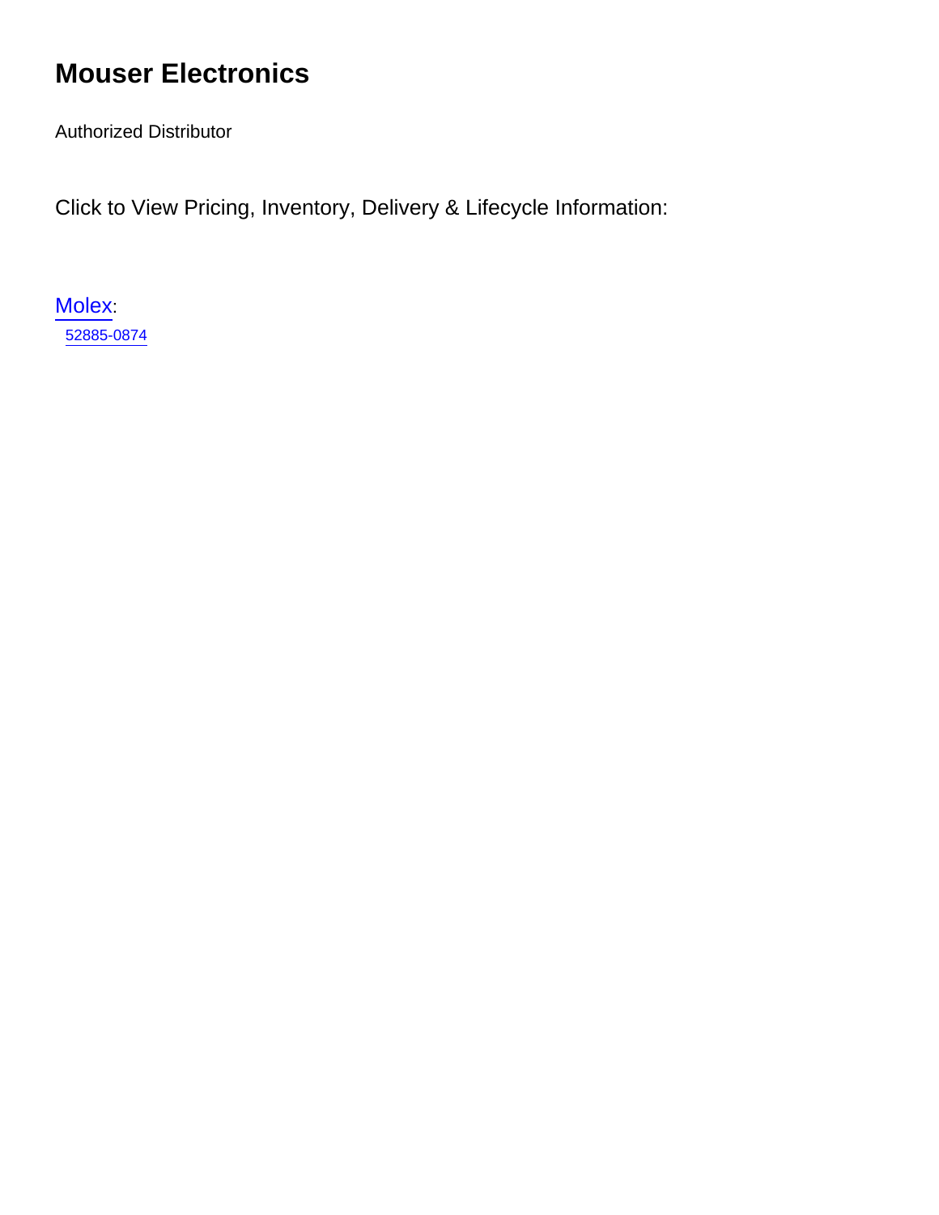# Mouser Electronics

Authorized Distributor

Click to View Pricing, Inventory, Delivery & Lifecycle Information:

Molex:

52885-0874